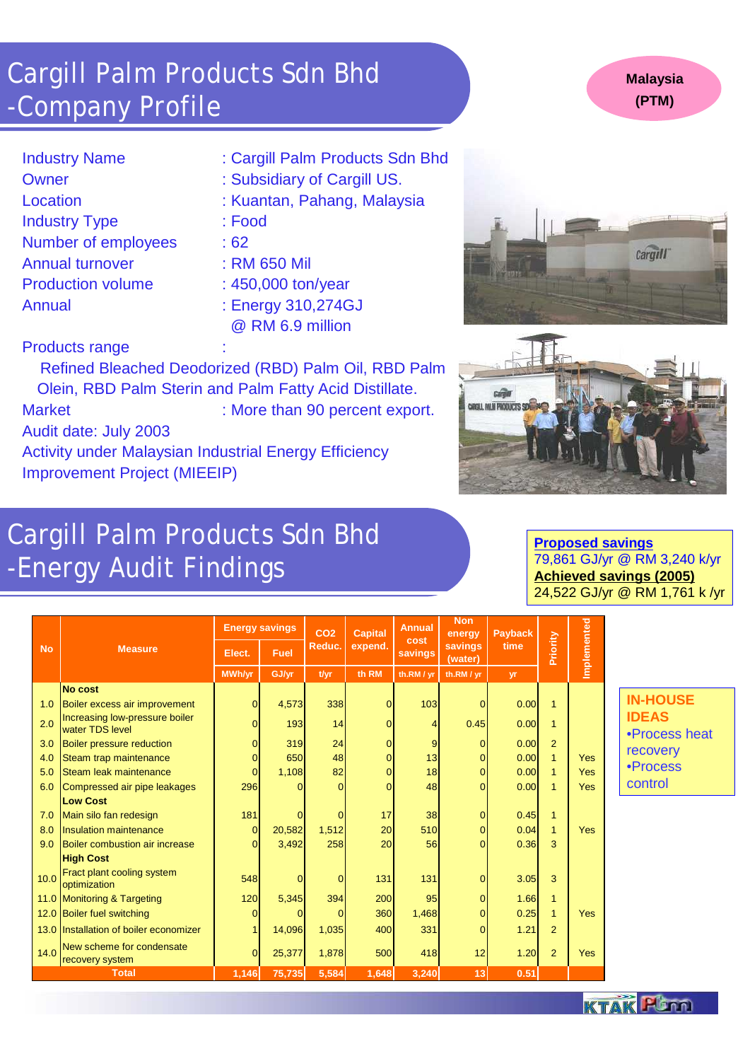# Cargill Palm Products Sdn Bhd -Company Profile

**Malaysia (PTM)**

- Industry Name : Cargill Palm Products Sdn Bhd
- Owner : Subsidiary of Cargill US.
- Location : Kuantan, Pahang, Malaysia
- Industry Type : Food
- Number of employees : 62
- Annual turnover : RM 650 Mil
- Production volume : 450,000 ton/year
- Annual : Energy 310,274GJ @ RM 6.9 million
- Products range : Refined Bleached Deodorized (RBD) Palm Oil, RBD Palm Olein, RBD Palm Sterin and Palm Fatty Acid Distillate.
- Market : More than 90 percent export.

Audit date: July 2003

Activity under Malaysian Industrial Energy Efficiency Improvement Project (MIEEIP)

# Cargill Palm Products Sdn Bhd -Energy Audit Findings

**Proposed savings**
79,861 GJ/yr @ RM 3,240 k/yr
**Achieved savings (2005)**
24,522 GJ/yr @ RM 1,761 k /yr

| No | Measure | Energy savings | | $CO_2$ Reduc. | Capital expend. | Annual cost savings | Non energy savings (water) | Payback time | Priority | Implemented |
|---|---|---|---|---|---|---|---|---|---|---|
| | | Elect. | Fuel | | | | | | | |
| | | MWh/yr | GJ/yr | t/yr | th RM | th.RM / yr | th.RM / yr | yr | | |
| | **No cost** | | | | | | | | | |
| 1.0 | Boiler excess air improvement | 0 | 4,573 | 338 | 0 | 103 | 0 | 0.00 | 1 | |
| 2.0 | Increasing low-pressure boiler water TDS level | 0 | 193 | 14 | 0 | 4 | 0.45 | 0.00 | 1 | |
| 3.0 | Boiler pressure reduction | 0 | 319 | 24 | 0 | 9 | 0 | 0.00 | 2 | |
| 4.0 | Steam trap maintenance | 0 | 650 | 48 | 0 | 13 | 0 | 0.00 | 1 | Yes |
| 5.0 | Steam leak maintenance | 0 | 1,108 | 82 | 0 | 18 | 0 | 0.00 | 1 | Yes |
| 6.0 | Compressed air pipe leakages | 296 | 0 | 0 | 0 | 48 | 0 | 0.00 | 1 | Yes |
| | **Low Cost** | | | | | | | | | |
| 7.0 | Main silo fan redesign | 181 | 0 | 0 | 17 | 38 | 0 | 0.45 | 1 | |
| 8.0 | Insulation maintenance | 0 | 20,582 | 1,512 | 20 | 510 | 0 | 0.04 | 1 | Yes |
| 9.0 | Boiler combustion air increase | 0 | 3,492 | 258 | 20 | 56 | 0 | 0.36 | 3 | |
| | **High Cost** | | | | | | | | | |
| 10.0 | Fract plant cooling system optimization | 548 | 0 | 0 | 131 | 131 | 0 | 3.05 | 3 | |
| 11.0 | Monitoring & Targeting | 120 | 5,345 | 394 | 200 | 95 | 0 | 1.66 | 1 | |
| 12.0 | Boiler fuel switching | 0 | 0 | 0 | 360 | 1,468 | 0 | 0.25 | 1 | Yes |
| 13.0 | Installation of boiler economizer | 1 | 14,096 | 1,035 | 400 | 331 | 0 | 1.21 | 2 | |
| 14.0 | New scheme for condensate recovery system | 0 | 25,377 | 1,878 | 500 | 418 | 12 | 1.20 | 2 | Yes |
| | **Total** | **1,146** | **75,735** | **5,584** | **1,648** | **3,240** | **13** | **0.51** | | |

**IN-HOUSE IDEAS**
- Process heat recovery
- Process control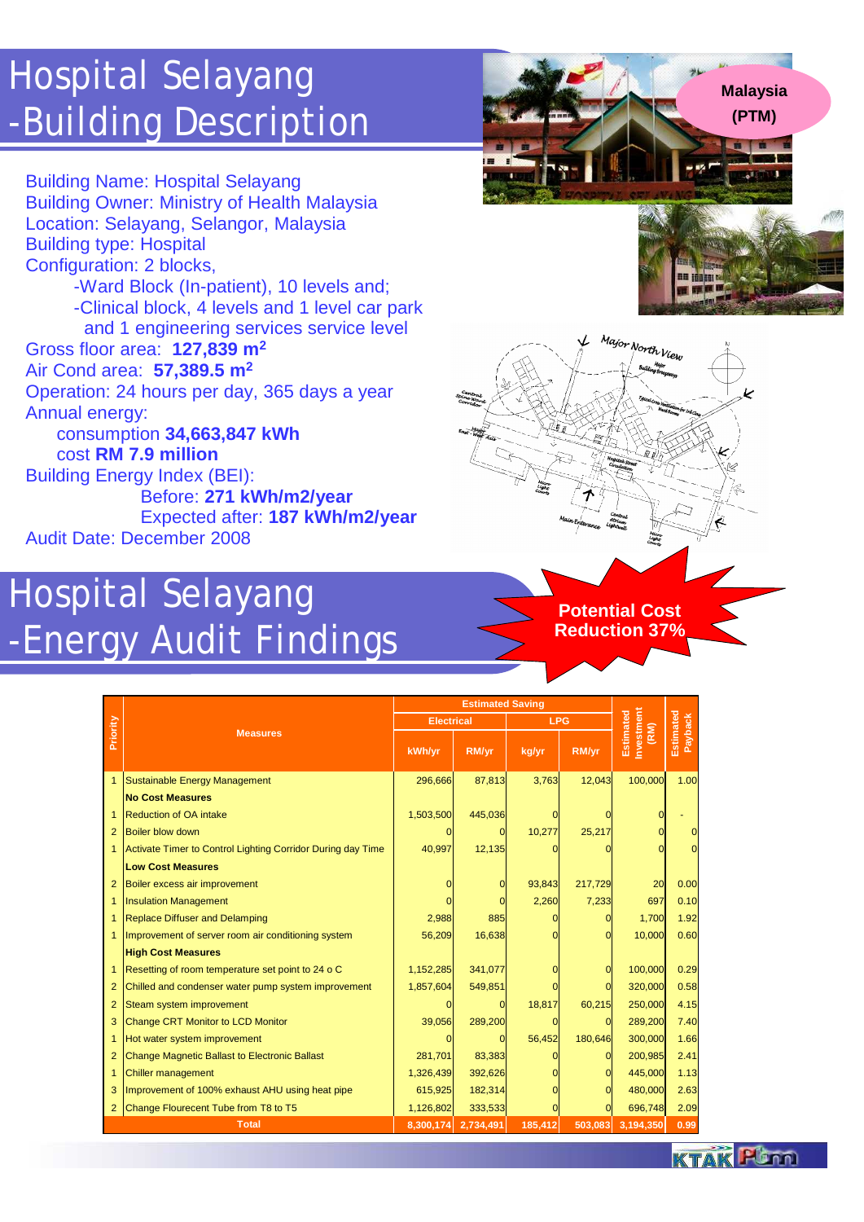# Hospital Selayang -Building Description

Malaysia (PTM)

Building Name: Hospital Selayang
Building Owner: Ministry of Health Malaysia
Location: Selayang, Selangor, Malaysia
Building type: Hospital
Configuration: 2 blocks,
- -Ward Block (In-patient), 10 levels and;
- -Clinical block, 4 levels and 1 level car park and 1 engineering services service level

Gross floor area: **127,839 m$^2$**
Air Cond area: **57,389.5 m$^2$**
Operation: 24 hours per day, 365 days a year
Annual energy:
- consumption **34,663,847 kWh**
- cost **RM 7.9 million**

Building Energy Index (BEI):
- Before: **271 kWh/m2/year**
- Expected after: **187 kWh/m2/year**

Audit Date: December 2008

# Hospital Selayang -Energy Audit Findings

**Potential Cost Reduction 37%**

| Priority | Measures | Estimated Saving | | | | Estimated Investment (RM) | Estimated Payback |
|---|---|---|---|---|---|---|---|
| | | Electrical | | LPG | | | |
| | | kWh/yr | RM/yr | kg/yr | RM/yr | | |
| 1 | Sustainable Energy Management | 296,666 | 87,813 | 3,763 | 12,043 | 100,000 | 1.00 |
| | **No Cost Measures** | | | | | | |
| 1 | Reduction of OA intake | 1,503,500 | 445,036 | 0 | 0 | 0 | - |
| 2 | Boiler blow down | 0 | 0 | 10,277 | 25,217 | 0 | 0 |
| 1 | Activate Timer to Control Lighting Corridor During day Time | 40,997 | 12,135 | 0 | 0 | 0 | 0 |
| | **Low Cost Measures** | | | | | | |
| 2 | Boiler excess air improvement | 0 | 0 | 93,843 | 217,729 | 20 | 0.00 |
| 1 | Insulation Management | 0 | 0 | 2,260 | 7,233 | 697 | 0.10 |
| 1 | Replace Diffuser and Delamping | 2,988 | 885 | 0 | 0 | 1,700 | 1.92 |
| 1 | Improvement of server room air conditioning system | 56,209 | 16,638 | 0 | 0 | 10,000 | 0.60 |
| | **High Cost Measures** | | | | | | |
| 1 | Resetting of room temperature set point to 24 o C | 1,152,285 | 341,077 | 0 | 0 | 100,000 | 0.29 |
| 2 | Chilled and condenser water pump system improvement | 1,857,604 | 549,851 | 0 | 0 | 320,000 | 0.58 |
| 2 | Steam system improvement | 0 | 0 | 18,817 | 60,215 | 250,000 | 4.15 |
| 3 | Change CRT Monitor to LCD Monitor | 39,056 | 289,200 | 0 | 0 | 289,200 | 7.40 |
| 1 | Hot water system improvement | 0 | 0 | 56,452 | 180,646 | 300,000 | 1.66 |
| 2 | Change Magnetic Ballast to Electronic Ballast | 281,701 | 83,383 | 0 | 0 | 200,985 | 2.41 |
| 1 | Chiller management | 1,326,439 | 392,626 | 0 | 0 | 445,000 | 1.13 |
| 3 | Improvement of 100% exhaust AHU using heat pipe | 615,925 | 182,314 | 0 | 0 | 480,000 | 2.63 |
| 2 | Change Flourecent Tube from T8 to T5 | 1,126,802 | 333,533 | 0 | 0 | 696,748 | 2.09 |
| | **Total** | 8,300,174 | 2,734,491 | 185,412 | 503,083 | 3,194,350 | 0.99 |